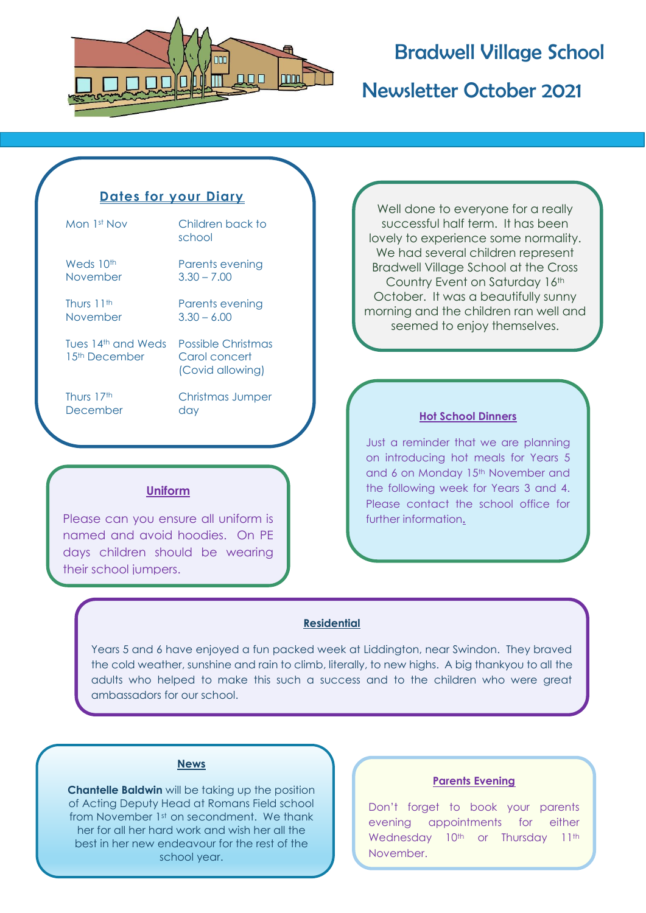# Bradwell Village School

## Newsletter October 2021

### Dates for your Diary

| Date | Event |
|---|---|
| Mon 1st Nov | Children back to school |
| Weds 10th November | Parents evening 3.30 – 7.00 |
| Thurs 11th November | Parents evening 3.30 – 6.00 |
| Tues 14th and Weds 15th December | Possible Christmas Carol concert (Covid allowing) |
| Thurs 17th December | Christmas Jumper day |

Well done to everyone for a really successful half term. It has been lovely to experience some normality. We had several children represent Bradwell Village School at the Cross Country Event on Saturday 16th October. It was a beautifully sunny morning and the children ran well and seemed to enjoy themselves.

### Hot School Dinners

Just a reminder that we are planning on introducing hot meals for Years 5 and 6 on Monday 15th November and the following week for Years 3 and 4. Please contact the school office for further information.

### Uniform

Please can you ensure all uniform is named and avoid hoodies. On PE days children should be wearing their school jumpers.

### Residential

Years 5 and 6 have enjoyed a fun packed week at Liddington, near Swindon. They braved the cold weather, sunshine and rain to climb, literally, to new highs. A big thankyou to all the adults who helped to make this such a success and to the children who were great ambassadors for our school.

### News

**Chantelle Baldwin** will be taking up the position of Acting Deputy Head at Romans Field school from November 1st on secondment. We thank her for all her hard work and wish her all the best in her new endeavour for the rest of the school year.

### Parents Evening

Don't forget to book your parents evening appointments for either Wednesday 10th or Thursday 11th November.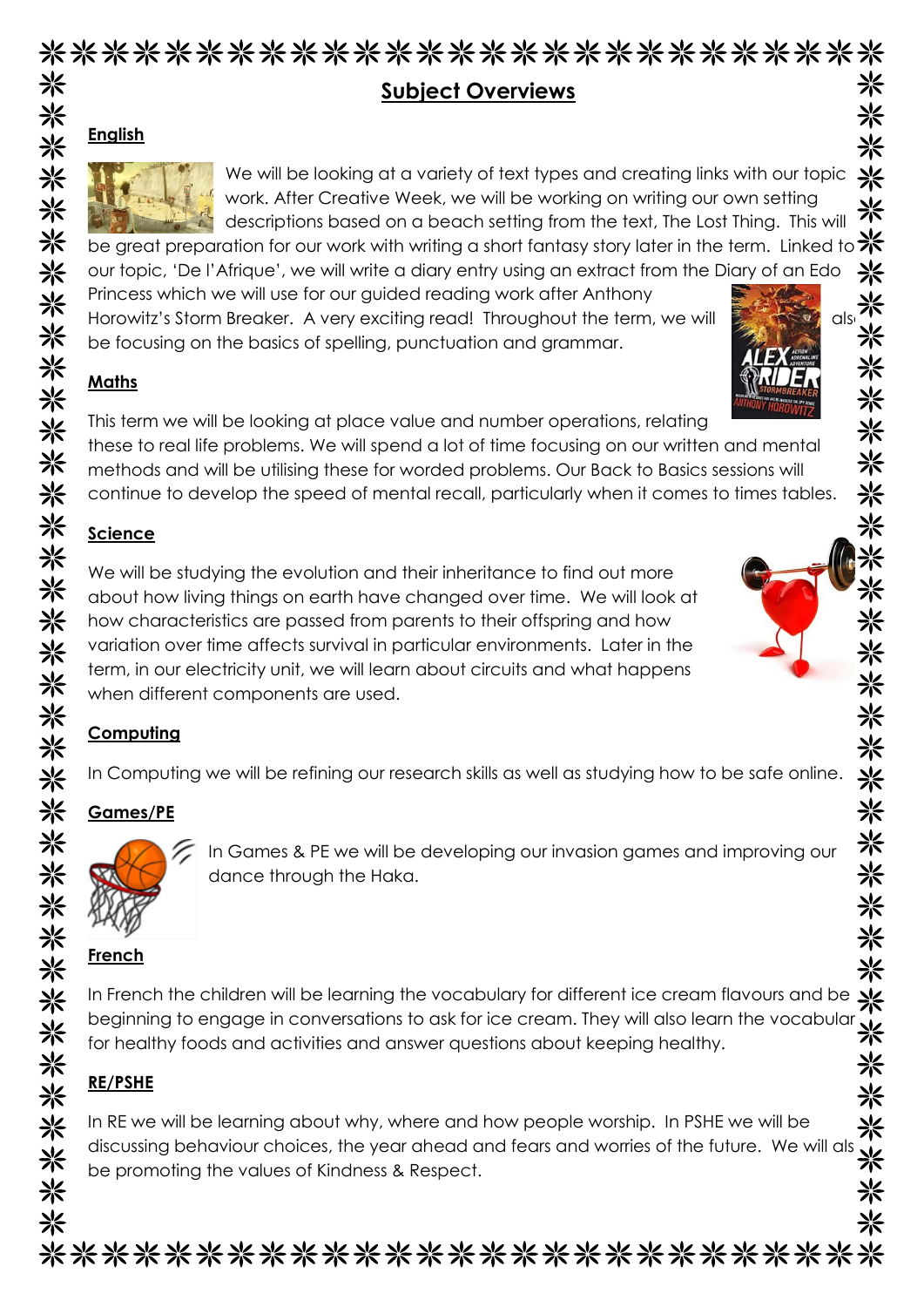# Subject Overviews

## English

We will be looking at a variety of text types and creating links with our topic work. After Creative Week, we will be working on writing our own setting descriptions based on a beach setting from the text, The Lost Thing. This will be great preparation for our work with writing a short fantasy story later in the term. Linked to our topic, 'De l'Afrique', we will write a diary entry using an extract from the Diary of an Edo Princess which we will use for our guided reading work after Anthony Horowitz's Storm Breaker. A very exciting read! Throughout the term, we will also be focusing on the basics of spelling, punctuation and grammar.

## Maths

This term we will be looking at place value and number operations, relating these to real life problems. We will spend a lot of time focusing on our written and mental methods and will be utilising these for worded problems. Our Back to Basics sessions will continue to develop the speed of mental recall, particularly when it comes to times tables.

## Science

We will be studying the evolution and their inheritance to find out more about how living things on earth have changed over time. We will look at how characteristics are passed from parents to their offspring and how variation over time affects survival in particular environments. Later in the term, in our electricity unit, we will learn about circuits and what happens when different components are used.

## Computing

In Computing we will be refining our research skills as well as studying how to be safe online.

## Games/PE

In Games & PE we will be developing our invasion games and improving our dance through the Haka.

## French

In French the children will be learning the vocabulary for different ice cream flavours and be beginning to engage in conversations to ask for ice cream. They will also learn the vocabulary for healthy foods and activities and answer questions about keeping healthy.

## RE/PSHE

In RE we will be learning about why, where and how people worship. In PSHE we will be discussing behaviour choices, the year ahead and fears and worries of the future. We will also be promoting the values of Kindness & Respect.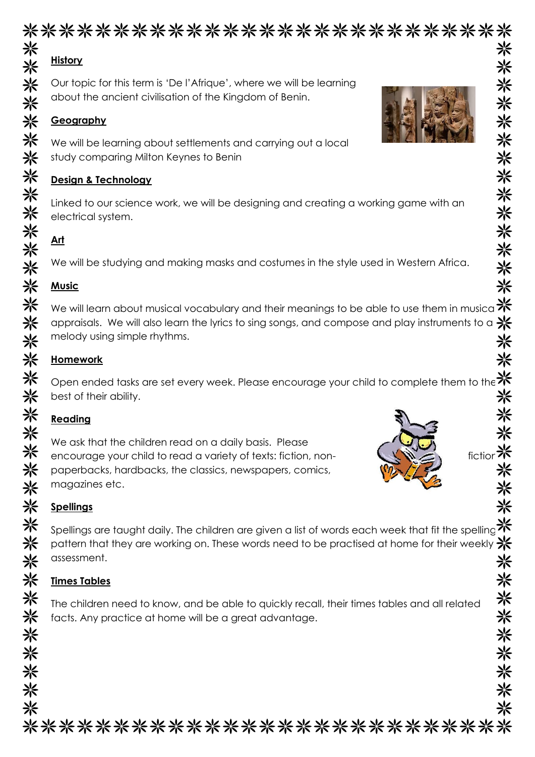## History

Our topic for this term is 'De l'Afrique', where we will be learning about the ancient civilisation of the Kingdom of Benin.

## Geography

We will be learning about settlements and carrying out a local study comparing Milton Keynes to Benin

## Design & Technology

Linked to our science work, we will be designing and creating a working game with an electrical system.

## Art

We will be studying and making masks and costumes in the style used in Western Africa.

## Music

We will learn about musical vocabulary and their meanings to be able to use them in musical appraisals. We will also learn the lyrics to sing songs, and compose and play instruments to a melody using simple rhythms.

## Homework

Open ended tasks are set every week. Please encourage your child to complete them to the best of their ability.

## Reading

We ask that the children read on a daily basis. Please encourage your child to read a variety of texts: fiction, non-fiction, paperbacks, hardbacks, the classics, newspapers, comics, magazines etc.

## Spellings

Spellings are taught daily. The children are given a list of words each week that fit the spelling pattern that they are working on. These words need to be practised at home for their weekly assessment.

## Times Tables

The children need to know, and be able to quickly recall, their times tables and all related facts. Any practice at home will be a great advantage.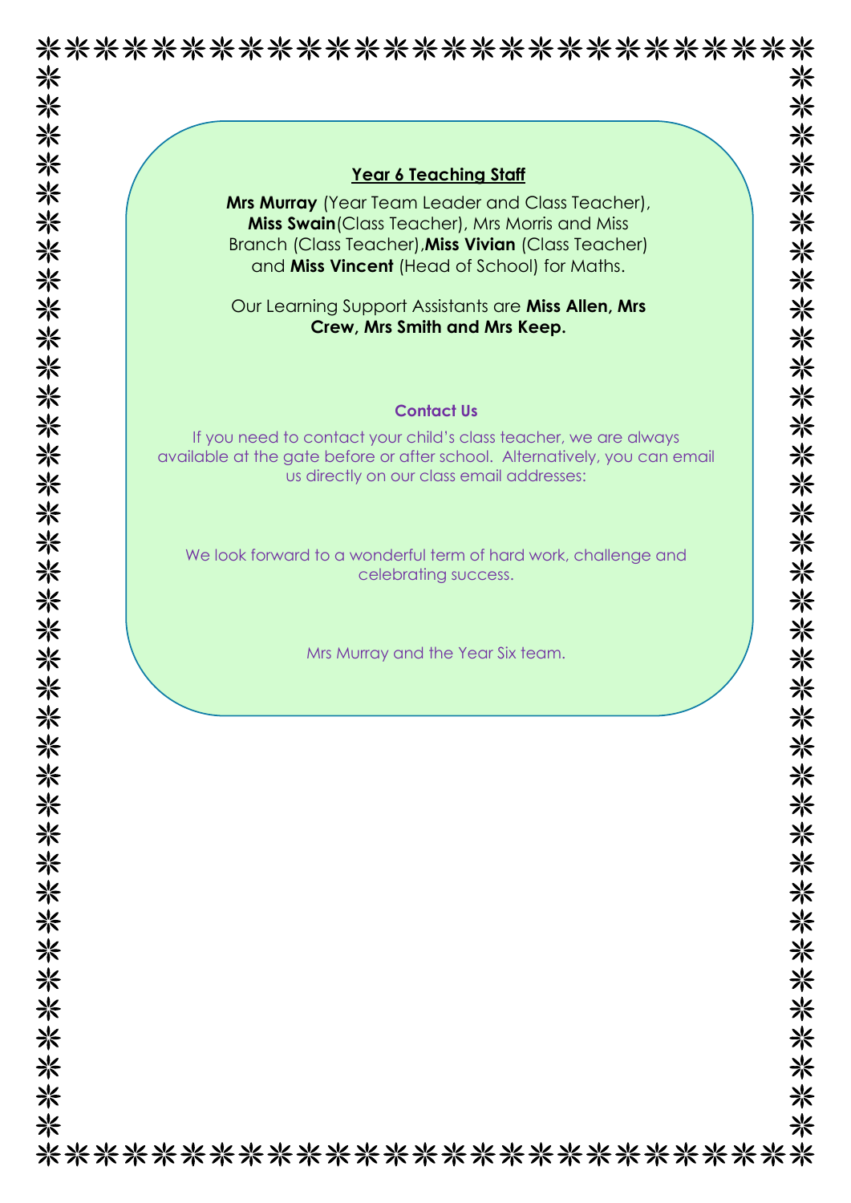## Year 6 Teaching Staff

**Mrs Murray** (Year Team Leader and Class Teacher), **Miss Swain**(Class Teacher), Mrs Morris and Miss Branch (Class Teacher),**Miss Vivian** (Class Teacher) and **Miss Vincent** (Head of School) for Maths.

Our Learning Support Assistants are **Miss Allen, Mrs Crew, Mrs Smith and Mrs Keep.**

### Contact Us

If you need to contact your child's class teacher, we are always available at the gate before or after school. Alternatively, you can email us directly on our class email addresses:

We look forward to a wonderful term of hard work, challenge and celebrating success.

Mrs Murray and the Year Six team.